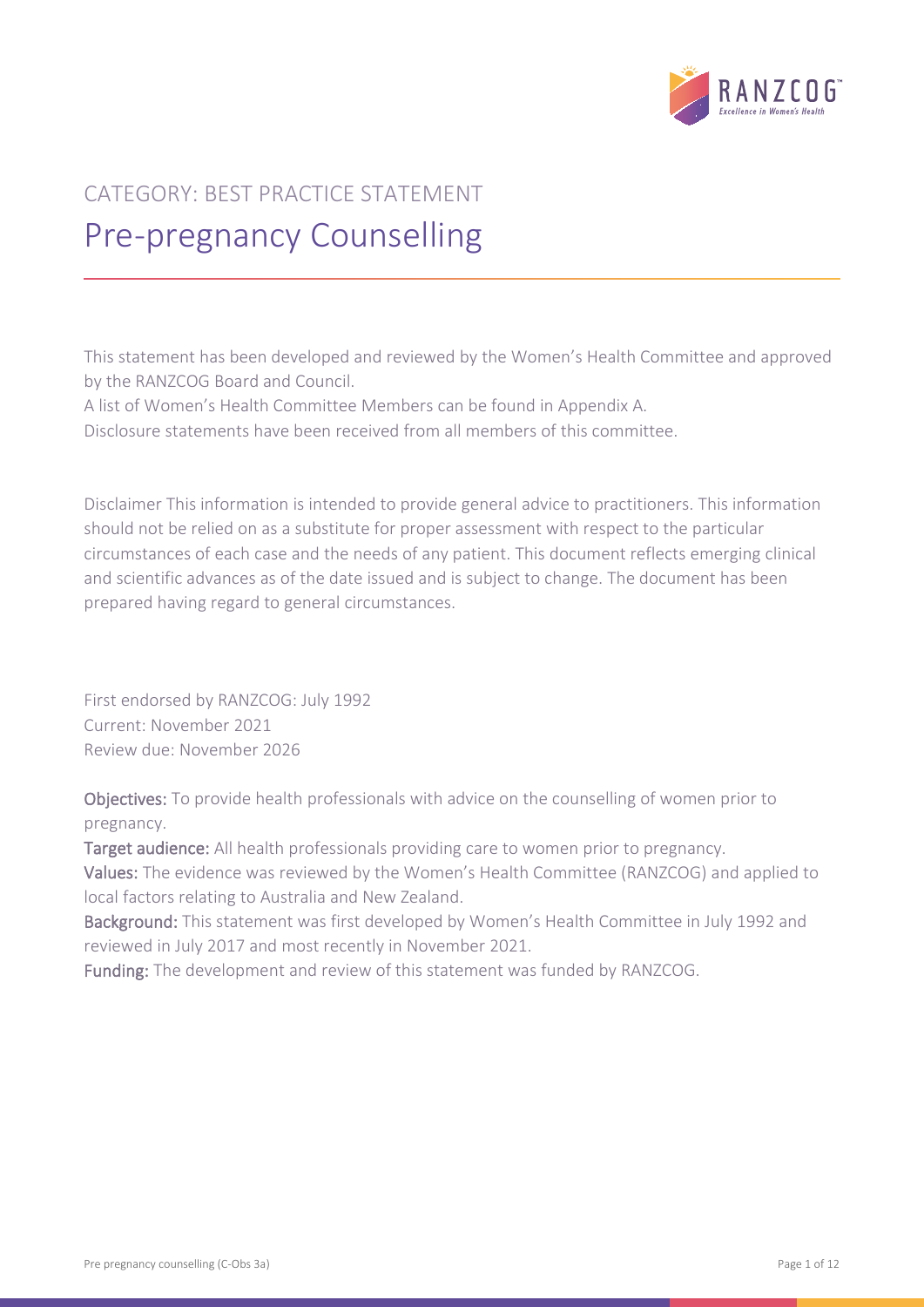CATEGORY: BEST PRACTICE STATEMENT

# Pre-pregnancy Counselling

This statement has been developed and reviewed by the Women's Health Committee and approved by the RANZCOG Board and Council.

A list of Women's Health Committee Members can be found in Appendix A.

Disclosure statements have been received from all members of this committee.

Disclaimer This information is intended to provide general advice to practitioners. This information should not be relied on as a substitute for proper assessment with respect to the particular circumstances of each case and the needs of any patient. This document reflects emerging clinical and scientific advances as of the date issued and is subject to change. The document has been prepared having regard to general circumstances.

First endorsed by RANZCOG: July 1992
Current: November 2021
Review due: November 2026

**Objectives:** To provide health professionals with advice on the counselling of women prior to pregnancy.

**Target audience:** All health professionals providing care to women prior to pregnancy.

**Values:** The evidence was reviewed by the Women's Health Committee (RANZCOG) and applied to local factors relating to Australia and New Zealand.

**Background:** This statement was first developed by Women's Health Committee in July 1992 and reviewed in July 2017 and most recently in November 2021.

**Funding:** The development and review of this statement was funded by RANZCOG.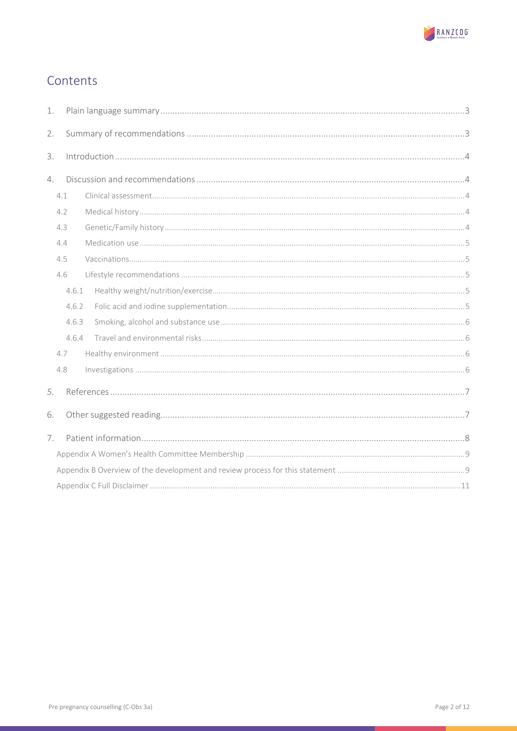# Contents

1. Plain language summary ....... 3
2. Summary of recommendations ....... 3
3. Introduction ....... 4
4. Discussion and recommendations ....... 4
   - 4.1 Clinical assessment ....... 4
   - 4.2 Medical history ....... 4
   - 4.3 Genetic/Family history ....... 4
   - 4.4 Medication use ....... 5
   - 4.5 Vaccinations ....... 5
   - 4.6 Lifestyle recommendations ....... 5
     - 4.6.1 Healthy weight/nutrition/exercise ....... 5
     - 4.6.2 Folic acid and iodine supplementation ....... 5
     - 4.6.3 Smoking, alcohol and substance use ....... 6
     - 4.6.4 Travel and environmental risks ....... 6
   - 4.7 Healthy environment ....... 6
   - 4.8 Investigations ....... 6
5. References ....... 7
6. Other suggested reading ....... 7
7. Patient information ....... 8

Appendix A Women's Health Committee Membership ....... 9

Appendix B Overview of the development and review process for this statement ....... 9

Appendix C Full Disclaimer ....... 11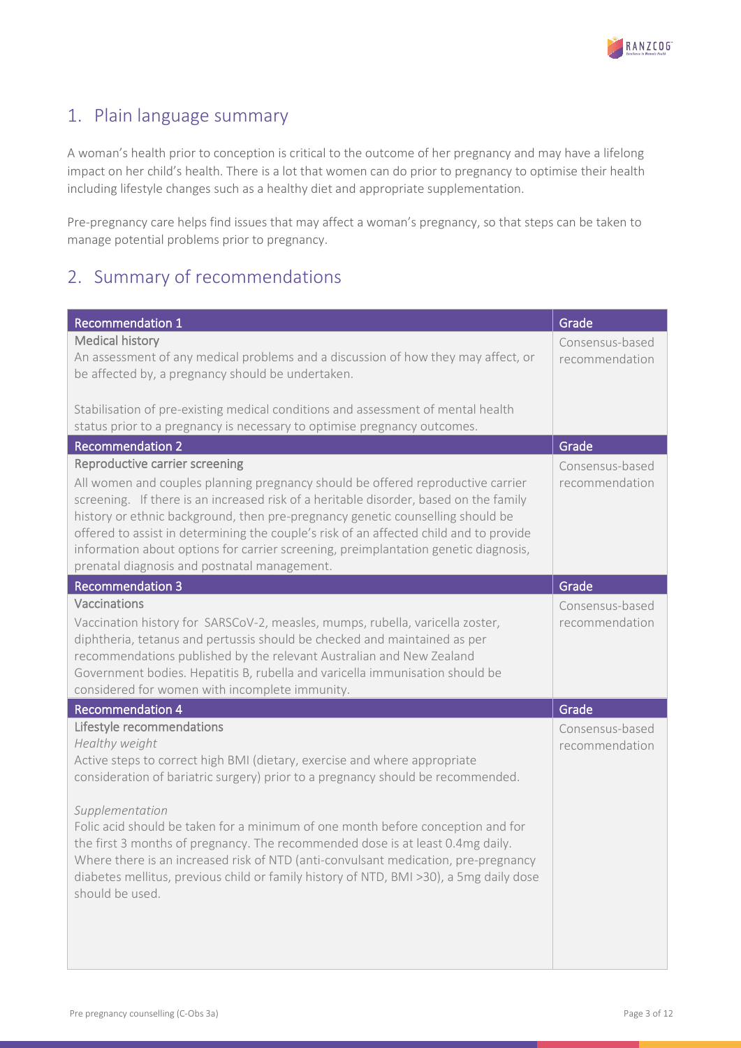## 1. Plain language summary

A woman's health prior to conception is critical to the outcome of her pregnancy and may have a lifelong impact on her child's health. There is a lot that women can do prior to pregnancy to optimise their health including lifestyle changes such as a healthy diet and appropriate supplementation.

Pre-pregnancy care helps find issues that may affect a woman's pregnancy, so that steps can be taken to manage potential problems prior to pregnancy.

## 2. Summary of recommendations

| Recommendation 1 | Grade |
|---|---|
| **Medical history**<br>An assessment of any medical problems and a discussion of how they may affect, or be affected by, a pregnancy should be undertaken.<br><br>Stabilisation of pre-existing medical conditions and assessment of mental health status prior to a pregnancy is necessary to optimise pregnancy outcomes. | Consensus-based recommendation |
| **Recommendation 2** | **Grade** |
| **Reproductive carrier screening**<br>All women and couples planning pregnancy should be offered reproductive carrier screening. If there is an increased risk of a heritable disorder, based on the family history or ethnic background, then pre-pregnancy genetic counselling should be offered to assist in determining the couple's risk of an affected child and to provide information about options for carrier screening, preimplantation genetic diagnosis, prenatal diagnosis and postnatal management. | Consensus-based recommendation |
| **Recommendation 3** | **Grade** |
| **Vaccinations**<br>Vaccination history for SARSCoV-2, measles, mumps, rubella, varicella zoster, diphtheria, tetanus and pertussis should be checked and maintained as per recommendations published by the relevant Australian and New Zealand Government bodies. Hepatitis B, rubella and varicella immunisation should be considered for women with incomplete immunity. | Consensus-based recommendation |
| **Recommendation 4** | **Grade** |
| **Lifestyle recommendations**<br>*Healthy weight*<br>Active steps to correct high BMI (dietary, exercise and where appropriate consideration of bariatric surgery) prior to a pregnancy should be recommended.<br><br>*Supplementation*<br>Folic acid should be taken for a minimum of one month before conception and for the first 3 months of pregnancy. The recommended dose is at least 0.4mg daily. Where there is an increased risk of NTD (anti-convulsant medication, pre-pregnancy diabetes mellitus, previous child or family history of NTD, BMI >30), a 5mg daily dose should be used. | Consensus-based recommendation |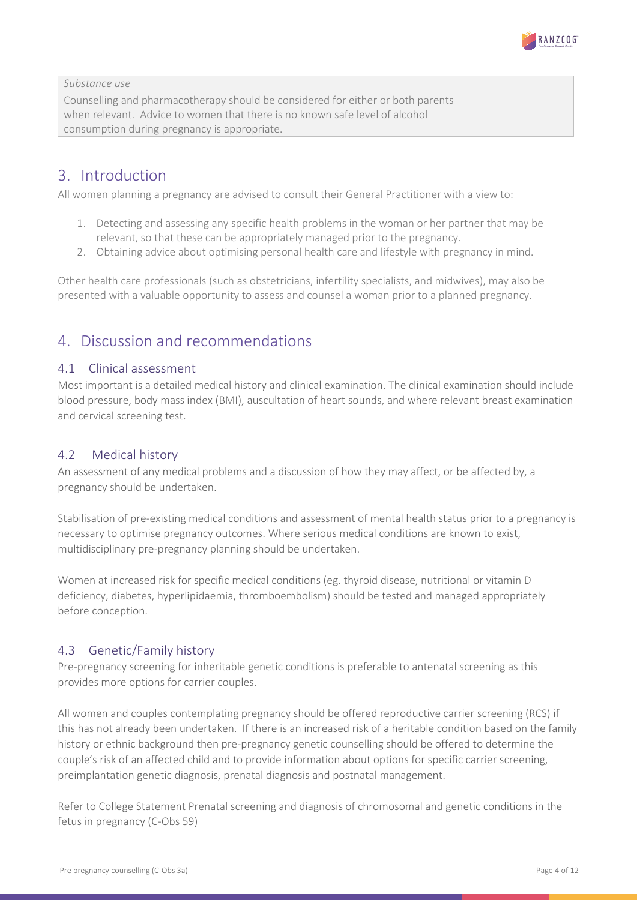| *Substance use*<br>Counselling and pharmacotherapy should be considered for either or both parents when relevant. Advice to women that there is no known safe level of alcohol consumption during pregnancy is appropriate. | |
|---|---|

# 3. Introduction

All women planning a pregnancy are advised to consult their General Practitioner with a view to:

1. Detecting and assessing any specific health problems in the woman or her partner that may be relevant, so that these can be appropriately managed prior to the pregnancy.
2. Obtaining advice about optimising personal health care and lifestyle with pregnancy in mind.

Other health care professionals (such as obstetricians, infertility specialists, and midwives), may also be presented with a valuable opportunity to assess and counsel a woman prior to a planned pregnancy.

# 4. Discussion and recommendations

## 4.1 Clinical assessment

Most important is a detailed medical history and clinical examination. The clinical examination should include blood pressure, body mass index (BMI), auscultation of heart sounds, and where relevant breast examination and cervical screening test.

## 4.2 Medical history

An assessment of any medical problems and a discussion of how they may affect, or be affected by, a pregnancy should be undertaken.

Stabilisation of pre-existing medical conditions and assessment of mental health status prior to a pregnancy is necessary to optimise pregnancy outcomes. Where serious medical conditions are known to exist, multidisciplinary pre-pregnancy planning should be undertaken.

Women at increased risk for specific medical conditions (eg. thyroid disease, nutritional or vitamin D deficiency, diabetes, hyperlipidaemia, thromboembolism) should be tested and managed appropriately before conception.

## 4.3 Genetic/Family history

Pre-pregnancy screening for inheritable genetic conditions is preferable to antenatal screening as this provides more options for carrier couples.

All women and couples contemplating pregnancy should be offered reproductive carrier screening (RCS) if this has not already been undertaken. If there is an increased risk of a heritable condition based on the family history or ethnic background then pre-pregnancy genetic counselling should be offered to determine the couple's risk of an affected child and to provide information about options for specific carrier screening, preimplantation genetic diagnosis, prenatal diagnosis and postnatal management.

Refer to College Statement Prenatal screening and diagnosis of chromosomal and genetic conditions in the fetus in pregnancy (C-Obs 59)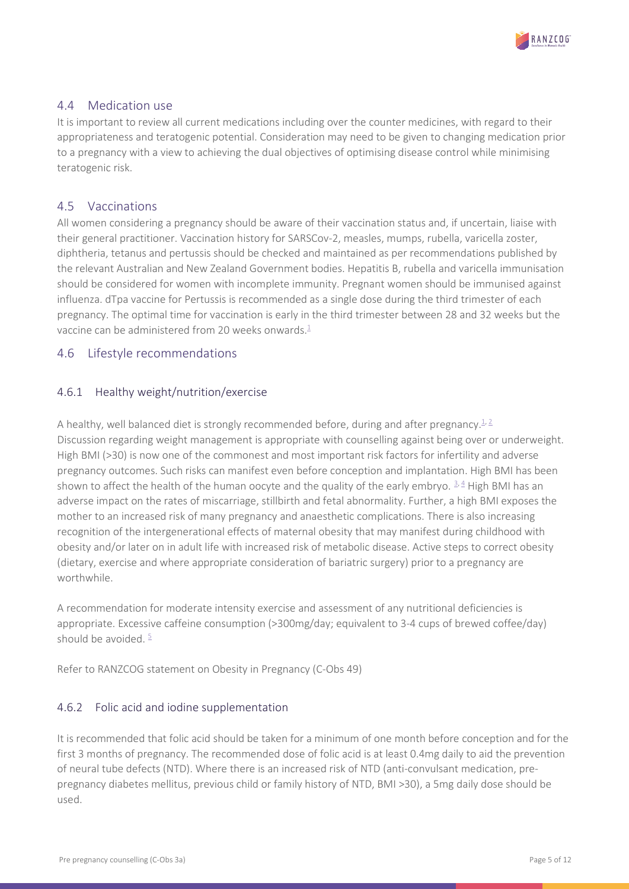## 4.4 Medication use

It is important to review all current medications including over the counter medicines, with regard to their appropriateness and teratogenic potential. Consideration may need to be given to changing medication prior to a pregnancy with a view to achieving the dual objectives of optimising disease control while minimising teratogenic risk.

## 4.5 Vaccinations

All women considering a pregnancy should be aware of their vaccination status and, if uncertain, liaise with their general practitioner. Vaccination history for SARSCov-2, measles, mumps, rubella, varicella zoster, diphtheria, tetanus and pertussis should be checked and maintained as per recommendations published by the relevant Australian and New Zealand Government bodies. Hepatitis B, rubella and varicella immunisation should be considered for women with incomplete immunity. Pregnant women should be immunised against influenza. dTpa vaccine for Pertussis is recommended as a single dose during the third trimester of each pregnancy. The optimal time for vaccination is early in the third trimester between 28 and 32 weeks but the vaccine can be administered from 20 weeks onwards.[1]

## 4.6 Lifestyle recommendations

### 4.6.1 Healthy weight/nutrition/exercise

A healthy, well balanced diet is strongly recommended before, during and after pregnancy.[1,2] Discussion regarding weight management is appropriate with counselling against being over or underweight. High BMI (>30) is now one of the commonest and most important risk factors for infertility and adverse pregnancy outcomes. Such risks can manifest even before conception and implantation. High BMI has been shown to affect the health of the human oocyte and the quality of the early embryo.[3,4] High BMI has an adverse impact on the rates of miscarriage, stillbirth and fetal abnormality. Further, a high BMI exposes the mother to an increased risk of many pregnancy and anaesthetic complications. There is also increasing recognition of the intergenerational effects of maternal obesity that may manifest during childhood with obesity and/or later on in adult life with increased risk of metabolic disease. Active steps to correct obesity (dietary, exercise and where appropriate consideration of bariatric surgery) prior to a pregnancy are worthwhile.

A recommendation for moderate intensity exercise and assessment of any nutritional deficiencies is appropriate. Excessive caffeine consumption (>300mg/day; equivalent to 3-4 cups of brewed coffee/day) should be avoided.[5]

Refer to RANZCOG statement on Obesity in Pregnancy (C-Obs 49)

### 4.6.2 Folic acid and iodine supplementation

It is recommended that folic acid should be taken for a minimum of one month before conception and for the first 3 months of pregnancy. The recommended dose of folic acid is at least 0.4mg daily to aid the prevention of neural tube defects (NTD). Where there is an increased risk of NTD (anti-convulsant medication, pre-pregnancy diabetes mellitus, previous child or family history of NTD, BMI >30), a 5mg daily dose should be used.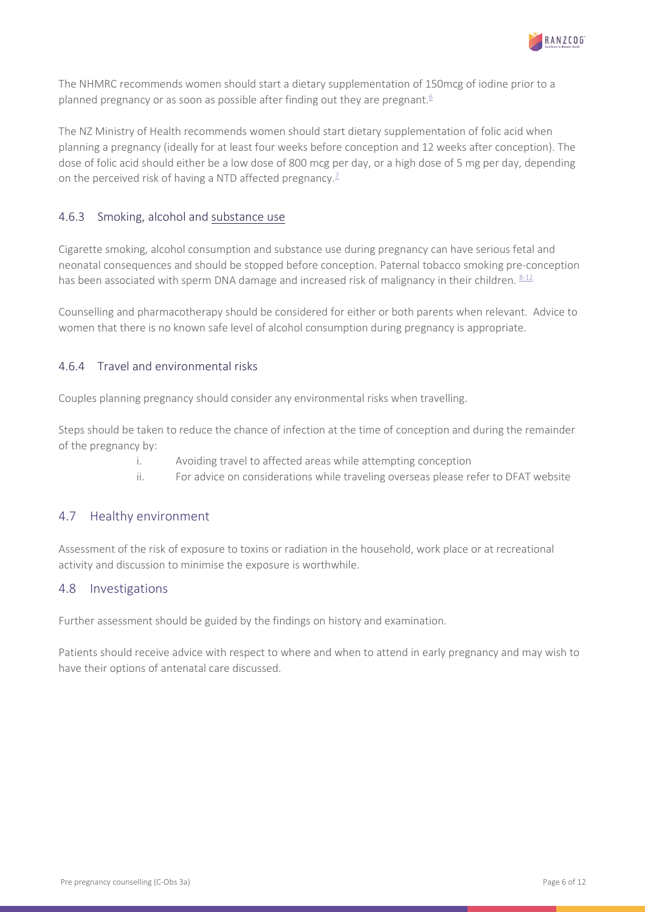The NHMRC recommends women should start a dietary supplementation of 150mcg of iodine prior to a planned pregnancy or as soon as possible after finding out they are pregnant.[6]

The NZ Ministry of Health recommends women should start dietary supplementation of folic acid when planning a pregnancy (ideally for at least four weeks before conception and 12 weeks after conception). The dose of folic acid should either be a low dose of 800 mcg per day, or a high dose of 5 mg per day, depending on the perceived risk of having a NTD affected pregnancy.[7]

### 4.6.3 Smoking, alcohol and substance use

Cigarette smoking, alcohol consumption and substance use during pregnancy can have serious fetal and neonatal consequences and should be stopped before conception. Paternal tobacco smoking pre-conception has been associated with sperm DNA damage and increased risk of malignancy in their children. [8-12]

Counselling and pharmacotherapy should be considered for either or both parents when relevant. Advice to women that there is no known safe level of alcohol consumption during pregnancy is appropriate.

### 4.6.4 Travel and environmental risks

Couples planning pregnancy should consider any environmental risks when travelling.

Steps should be taken to reduce the chance of infection at the time of conception and during the remainder of the pregnancy by:

i. Avoiding travel to affected areas while attempting conception
ii. For advice on considerations while traveling overseas please refer to DFAT website

## 4.7 Healthy environment

Assessment of the risk of exposure to toxins or radiation in the household, work place or at recreational activity and discussion to minimise the exposure is worthwhile.

## 4.8 Investigations

Further assessment should be guided by the findings on history and examination.

Patients should receive advice with respect to where and when to attend in early pregnancy and may wish to have their options of antenatal care discussed.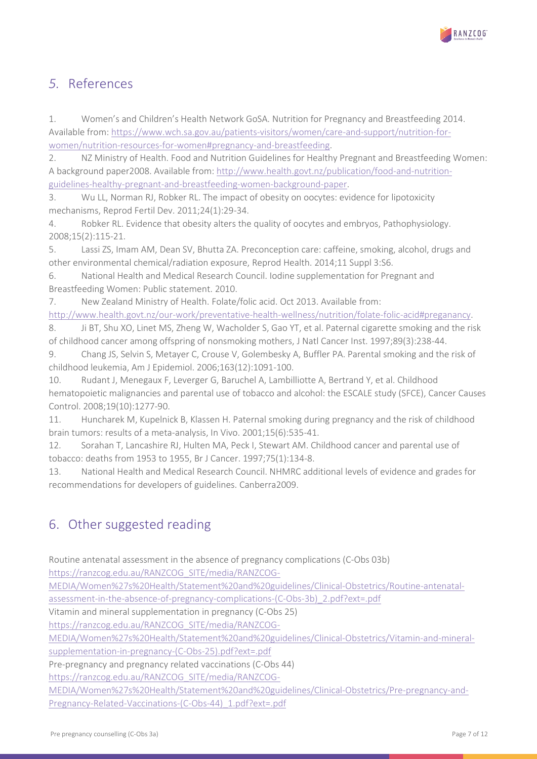## 5. References

1. Women's and Children's Health Network GoSA. Nutrition for Pregnancy and Breastfeeding 2014. Available from: https://www.wch.sa.gov.au/patients-visitors/women/care-and-support/nutrition-for-women/nutrition-resources-for-women#pregnancy-and-breastfeeding.
2. NZ Ministry of Health. Food and Nutrition Guidelines for Healthy Pregnant and Breastfeeding Women: A background paper2008. Available from: http://www.health.govt.nz/publication/food-and-nutrition-guidelines-healthy-pregnant-and-breastfeeding-women-background-paper.
3. Wu LL, Norman RJ, Robker RL. The impact of obesity on oocytes: evidence for lipotoxicity mechanisms, Reprod Fertil Dev. 2011;24(1):29-34.
4. Robker RL. Evidence that obesity alters the quality of oocytes and embryos, Pathophysiology. 2008;15(2):115-21.
5. Lassi ZS, Imam AM, Dean SV, Bhutta ZA. Preconception care: caffeine, smoking, alcohol, drugs and other environmental chemical/radiation exposure, Reprod Health. 2014;11 Suppl 3:S6.
6. National Health and Medical Research Council. Iodine supplementation for Pregnant and Breastfeeding Women: Public statement. 2010.
7. New Zealand Ministry of Health. Folate/folic acid. Oct 2013. Available from: http://www.health.govt.nz/our-work/preventative-health-wellness/nutrition/folate-folic-acid#preganancy.
8. Ji BT, Shu XO, Linet MS, Zheng W, Wacholder S, Gao YT, et al. Paternal cigarette smoking and the risk of childhood cancer among offspring of nonsmoking mothers, J Natl Cancer Inst. 1997;89(3):238-44.
9. Chang JS, Selvin S, Metayer C, Crouse V, Golembesky A, Buffler PA. Parental smoking and the risk of childhood leukemia, Am J Epidemiol. 2006;163(12):1091-100.
10. Rudant J, Menegaux F, Leverger G, Baruchel A, Lambilliotte A, Bertrand Y, et al. Childhood hematopoietic malignancies and parental use of tobacco and alcohol: the ESCALE study (SFCE), Cancer Causes Control. 2008;19(10):1277-90.
11. Huncharek M, Kupelnick B, Klassen H. Paternal smoking during pregnancy and the risk of childhood brain tumors: results of a meta-analysis, In Vivo. 2001;15(6):535-41.
12. Sorahan T, Lancashire RJ, Hulten MA, Peck I, Stewart AM. Childhood cancer and parental use of tobacco: deaths from 1953 to 1955, Br J Cancer. 1997;75(1):134-8.
13. National Health and Medical Research Council. NHMRC additional levels of evidence and grades for recommendations for developers of guidelines. Canberra2009.

## 6. Other suggested reading

Routine antenatal assessment in the absence of pregnancy complications (C-Obs 03b)
https://ranzcog.edu.au/RANZCOG_SITE/media/RANZCOG-MEDIA/Women%27s%20Health/Statement%20and%20guidelines/Clinical-Obstetrics/Routine-antenatal-assessment-in-the-absence-of-pregnancy-complications-(C-Obs-3b)_2.pdf?ext=.pdf

Vitamin and mineral supplementation in pregnancy (C-Obs 25)
https://ranzcog.edu.au/RANZCOG_SITE/media/RANZCOG-MEDIA/Women%27s%20Health/Statement%20and%20guidelines/Clinical-Obstetrics/Vitamin-and-mineral-supplementation-in-pregnancy-(C-Obs-25).pdf?ext=.pdf

Pre-pregnancy and pregnancy related vaccinations (C-Obs 44)
https://ranzcog.edu.au/RANZCOG_SITE/media/RANZCOG-MEDIA/Women%27s%20Health/Statement%20and%20guidelines/Clinical-Obstetrics/Pre-pregnancy-and-Pregnancy-Related-Vaccinations-(C-Obs-44)_1.pdf?ext=.pdf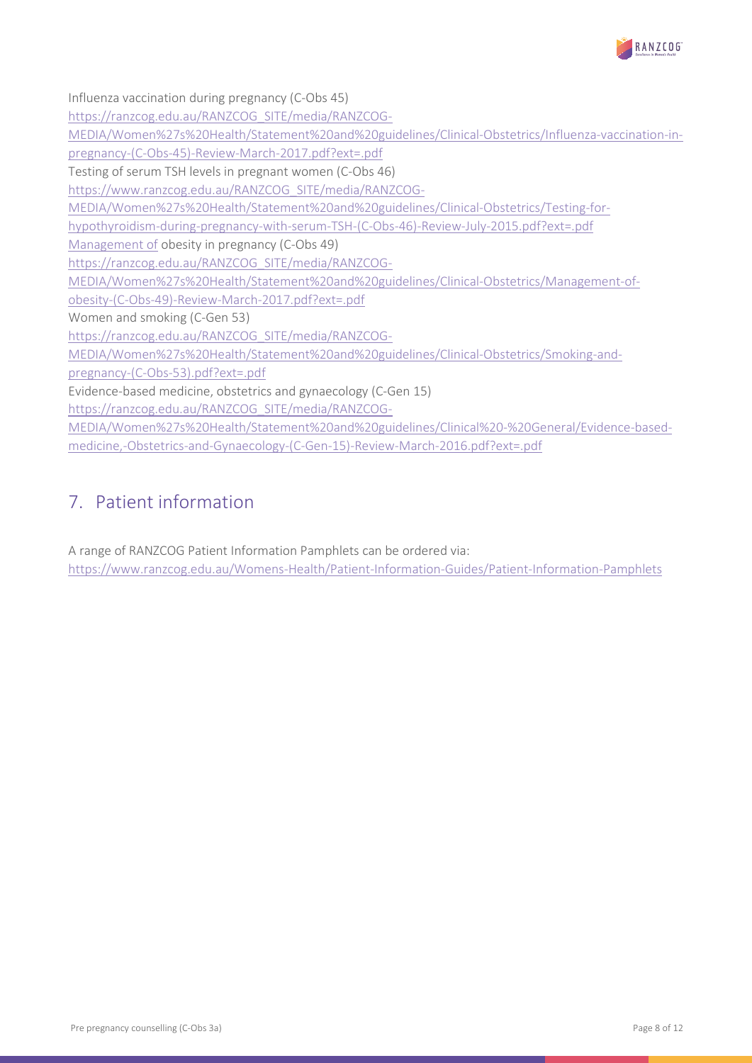Influenza vaccination during pregnancy (C-Obs 45)
https://ranzcog.edu.au/RANZCOG_SITE/media/RANZCOG-MEDIA/Women%27s%20Health/Statement%20and%20guidelines/Clinical-Obstetrics/Influenza-vaccination-in-pregnancy-(C-Obs-45)-Review-March-2017.pdf?ext=.pdf

Testing of serum TSH levels in pregnant women (C-Obs 46)
https://www.ranzcog.edu.au/RANZCOG_SITE/media/RANZCOG-MEDIA/Women%27s%20Health/Statement%20and%20guidelines/Clinical-Obstetrics/Testing-for-hypothyroidism-during-pregnancy-with-serum-TSH-(C-Obs-46)-Review-July-2015.pdf?ext=.pdf

Management of obesity in pregnancy (C-Obs 49)
https://ranzcog.edu.au/RANZCOG_SITE/media/RANZCOG-MEDIA/Women%27s%20Health/Statement%20and%20guidelines/Clinical-Obstetrics/Management-of-obesity-(C-Obs-49)-Review-March-2017.pdf?ext=.pdf

Women and smoking (C-Gen 53)
https://ranzcog.edu.au/RANZCOG_SITE/media/RANZCOG-MEDIA/Women%27s%20Health/Statement%20and%20guidelines/Clinical-Obstetrics/Smoking-and-pregnancy-(C-Obs-53).pdf?ext=.pdf

Evidence-based medicine, obstetrics and gynaecology (C-Gen 15)
https://ranzcog.edu.au/RANZCOG_SITE/media/RANZCOG-MEDIA/Women%27s%20Health/Statement%20and%20guidelines/Clinical%20-%20General/Evidence-based-medicine,-Obstetrics-and-Gynaecology-(C-Gen-15)-Review-March-2016.pdf?ext=.pdf

## 7. Patient information

A range of RANZCOG Patient Information Pamphlets can be ordered via:
https://www.ranzcog.edu.au/Womens-Health/Patient-Information-Guides/Patient-Information-Pamphlets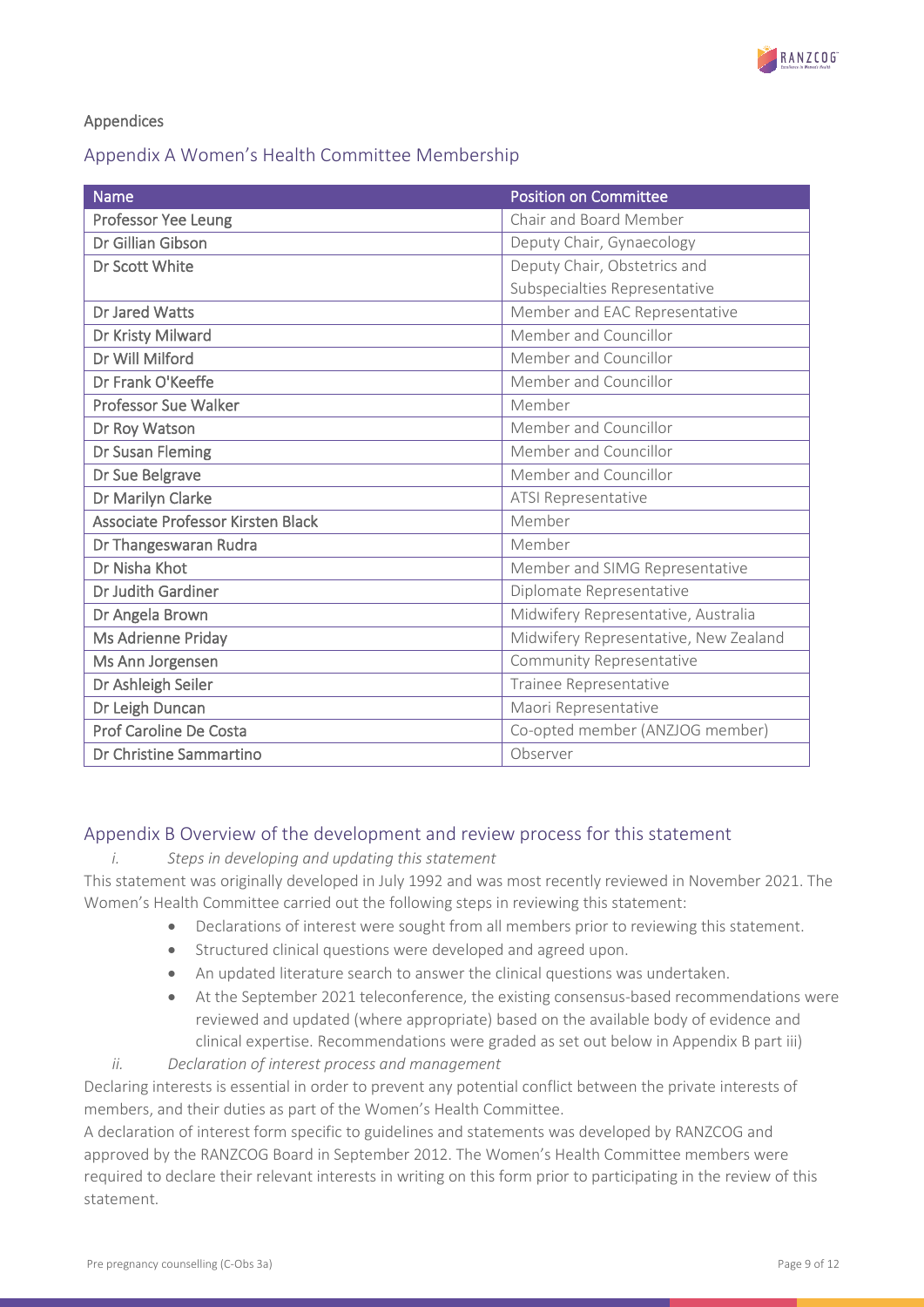Appendices

## Appendix A Women's Health Committee Membership

| Name | Position on Committee |
|---|---|
| Professor Yee Leung | Chair and Board Member |
| Dr Gillian Gibson | Deputy Chair, Gynaecology |
| Dr Scott White | Deputy Chair, Obstetrics and Subspecialties Representative |
| Dr Jared Watts | Member and EAC Representative |
| Dr Kristy Milward | Member and Councillor |
| Dr Will Milford | Member and Councillor |
| Dr Frank O'Keeffe | Member and Councillor |
| Professor Sue Walker | Member |
| Dr Roy Watson | Member and Councillor |
| Dr Susan Fleming | Member and Councillor |
| Dr Sue Belgrave | Member and Councillor |
| Dr Marilyn Clarke | ATSI Representative |
| Associate Professor Kirsten Black | Member |
| Dr Thangeswaran Rudra | Member |
| Dr Nisha Khot | Member and SIMG Representative |
| Dr Judith Gardiner | Diplomate Representative |
| Dr Angela Brown | Midwifery Representative, Australia |
| Ms Adrienne Priday | Midwifery Representative, New Zealand |
| Ms Ann Jorgensen | Community Representative |
| Dr Ashleigh Seiler | Trainee Representative |
| Dr Leigh Duncan | Maori Representative |
| Prof Caroline De Costa | Co-opted member (ANZJOG member) |
| Dr Christine Sammartino | Observer |

## Appendix B Overview of the development and review process for this statement

*i. Steps in developing and updating this statement*

This statement was originally developed in July 1992 and was most recently reviewed in November 2021. The Women's Health Committee carried out the following steps in reviewing this statement:

- Declarations of interest were sought from all members prior to reviewing this statement.
- Structured clinical questions were developed and agreed upon.
- An updated literature search to answer the clinical questions was undertaken.
- At the September 2021 teleconference, the existing consensus-based recommendations were reviewed and updated (where appropriate) based on the available body of evidence and clinical expertise. Recommendations were graded as set out below in Appendix B part iii)

*ii. Declaration of interest process and management*

Declaring interests is essential in order to prevent any potential conflict between the private interests of members, and their duties as part of the Women's Health Committee.

A declaration of interest form specific to guidelines and statements was developed by RANZCOG and approved by the RANZCOG Board in September 2012. The Women's Health Committee members were required to declare their relevant interests in writing on this form prior to participating in the review of this statement.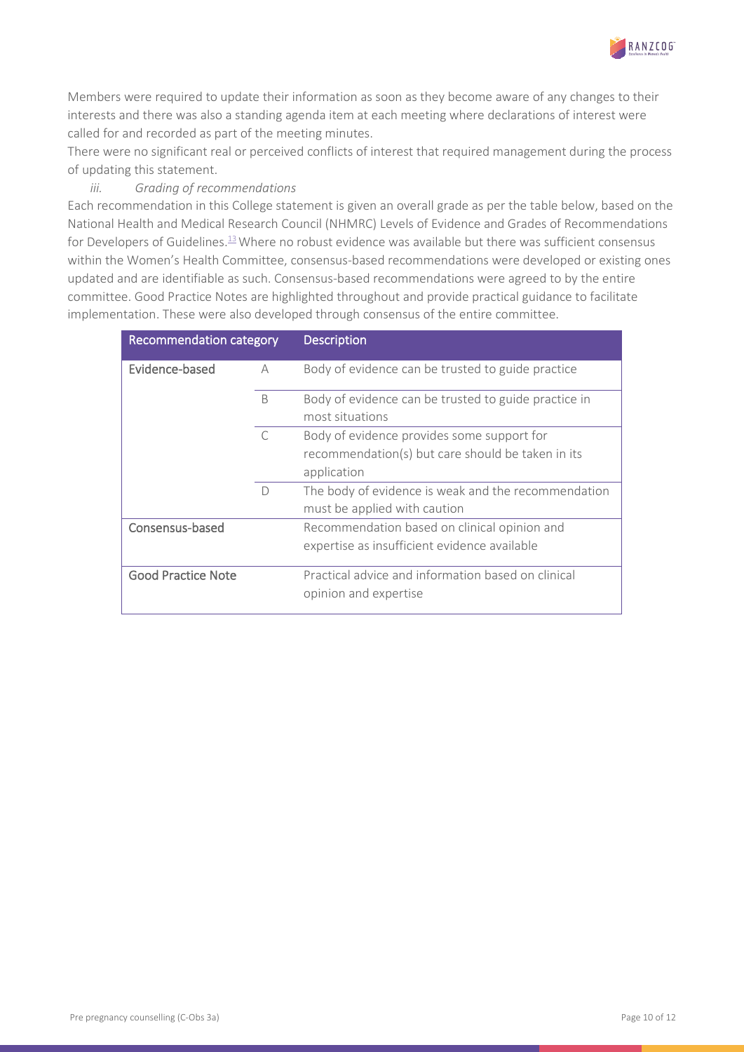Members were required to update their information as soon as they become aware of any changes to their interests and there was also a standing agenda item at each meeting where declarations of interest were called for and recorded as part of the meeting minutes.

There were no significant real or perceived conflicts of interest that required management during the process of updating this statement.

*iii. Grading of recommendations*

Each recommendation in this College statement is given an overall grade as per the table below, based on the National Health and Medical Research Council (NHMRC) Levels of Evidence and Grades of Recommendations for Developers of Guidelines.[13] Where no robust evidence was available but there was sufficient consensus within the Women's Health Committee, consensus-based recommendations were developed or existing ones updated and are identifiable as such. Consensus-based recommendations were agreed to by the entire committee. Good Practice Notes are highlighted throughout and provide practical guidance to facilitate implementation. These were also developed through consensus of the entire committee.

| Recommendation category | | Description |
|---|---|---|
| Evidence-based | A | Body of evidence can be trusted to guide practice |
| | B | Body of evidence can be trusted to guide practice in most situations |
| | C | Body of evidence provides some support for recommendation(s) but care should be taken in its application |
| | D | The body of evidence is weak and the recommendation must be applied with caution |
| Consensus-based | | Recommendation based on clinical opinion and expertise as insufficient evidence available |
| Good Practice Note | | Practical advice and information based on clinical opinion and expertise |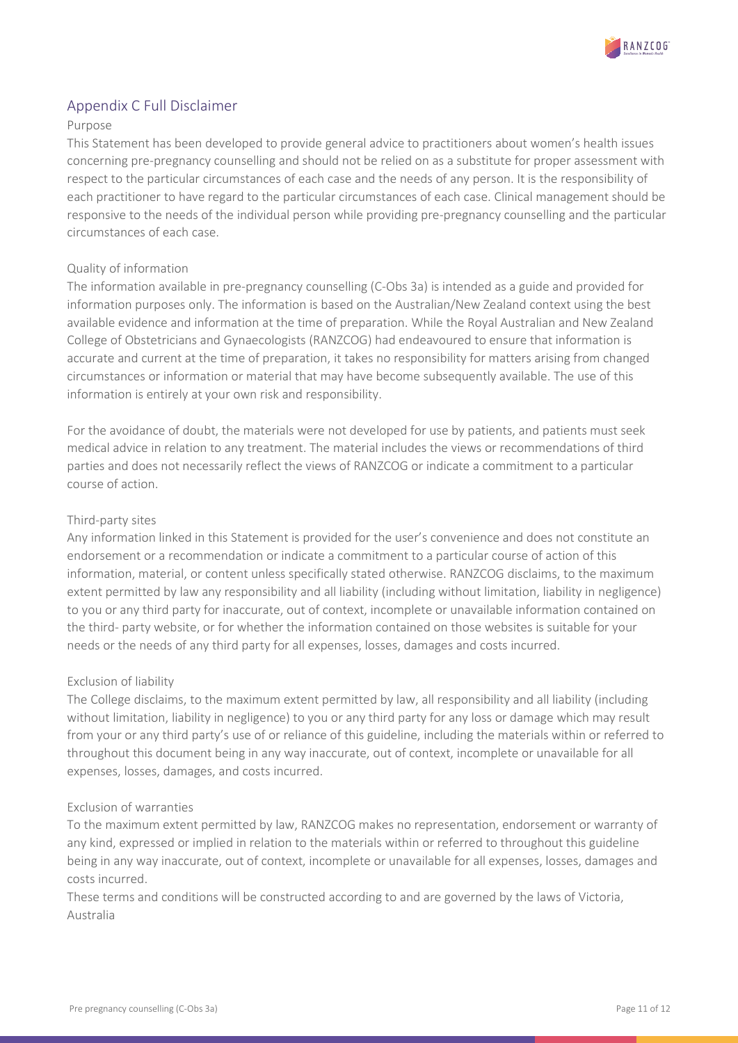## Appendix C Full Disclaimer

### Purpose

This Statement has been developed to provide general advice to practitioners about women's health issues concerning pre-pregnancy counselling and should not be relied on as a substitute for proper assessment with respect to the particular circumstances of each case and the needs of any person. It is the responsibility of each practitioner to have regard to the particular circumstances of each case. Clinical management should be responsive to the needs of the individual person while providing pre-pregnancy counselling and the particular circumstances of each case.

### Quality of information

The information available in pre-pregnancy counselling (C-Obs 3a) is intended as a guide and provided for information purposes only. The information is based on the Australian/New Zealand context using the best available evidence and information at the time of preparation. While the Royal Australian and New Zealand College of Obstetricians and Gynaecologists (RANZCOG) had endeavoured to ensure that information is accurate and current at the time of preparation, it takes no responsibility for matters arising from changed circumstances or information or material that may have become subsequently available. The use of this information is entirely at your own risk and responsibility.

For the avoidance of doubt, the materials were not developed for use by patients, and patients must seek medical advice in relation to any treatment. The material includes the views or recommendations of third parties and does not necessarily reflect the views of RANZCOG or indicate a commitment to a particular course of action.

### Third-party sites

Any information linked in this Statement is provided for the user's convenience and does not constitute an endorsement or a recommendation or indicate a commitment to a particular course of action of this information, material, or content unless specifically stated otherwise. RANZCOG disclaims, to the maximum extent permitted by law any responsibility and all liability (including without limitation, liability in negligence) to you or any third party for inaccurate, out of context, incomplete or unavailable information contained on the third- party website, or for whether the information contained on those websites is suitable for your needs or the needs of any third party for all expenses, losses, damages and costs incurred.

### Exclusion of liability

The College disclaims, to the maximum extent permitted by law, all responsibility and all liability (including without limitation, liability in negligence) to you or any third party for any loss or damage which may result from your or any third party's use of or reliance of this guideline, including the materials within or referred to throughout this document being in any way inaccurate, out of context, incomplete or unavailable for all expenses, losses, damages, and costs incurred.

### Exclusion of warranties

To the maximum extent permitted by law, RANZCOG makes no representation, endorsement or warranty of any kind, expressed or implied in relation to the materials within or referred to throughout this guideline being in any way inaccurate, out of context, incomplete or unavailable for all expenses, losses, damages and costs incurred.

These terms and conditions will be constructed according to and are governed by the laws of Victoria, Australia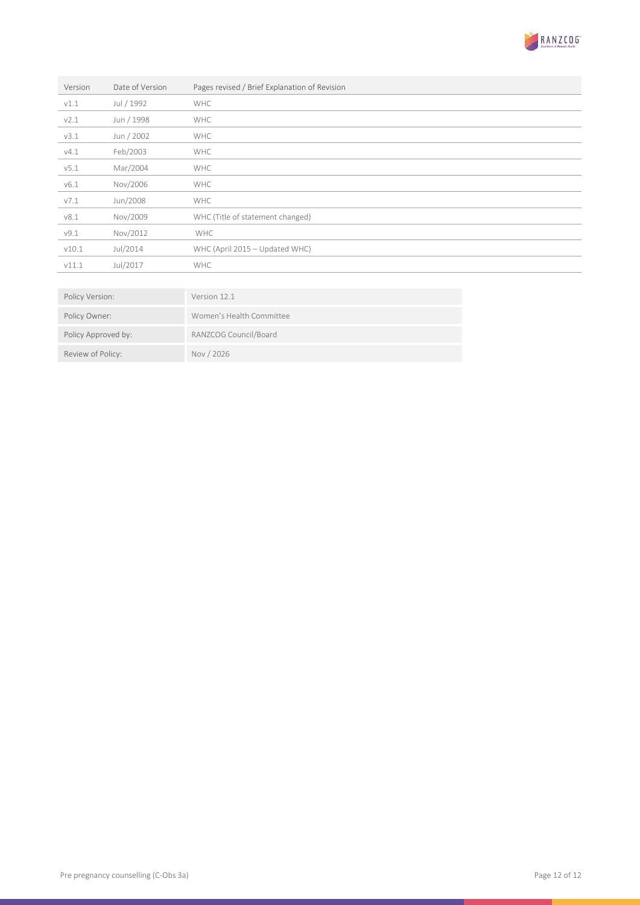| Version | Date of Version | Pages revised / Brief Explanation of Revision |
|---|---|---|
| v1.1 | Jul / 1992 | WHC |
| v2.1 | Jun / 1998 | WHC |
| v3.1 | Jun / 2002 | WHC |
| v4.1 | Feb/2003 | WHC |
| v5.1 | Mar/2004 | WHC |
| v6.1 | Nov/2006 | WHC |
| v7.1 | Jun/2008 | WHC |
| v8.1 | Nov/2009 | WHC (Title of statement changed) |
| v9.1 | Nov/2012 | WHC |
| v10.1 | Jul/2014 | WHC (April 2015 – Updated WHC) |
| v11.1 | Jul/2017 | WHC |

| | |
|---|---|
| Policy Version: | Version 12.1 |
| Policy Owner: | Women's Health Committee |
| Policy Approved by: | RANZCOG Council/Board |
| Review of Policy: | Nov / 2026 |